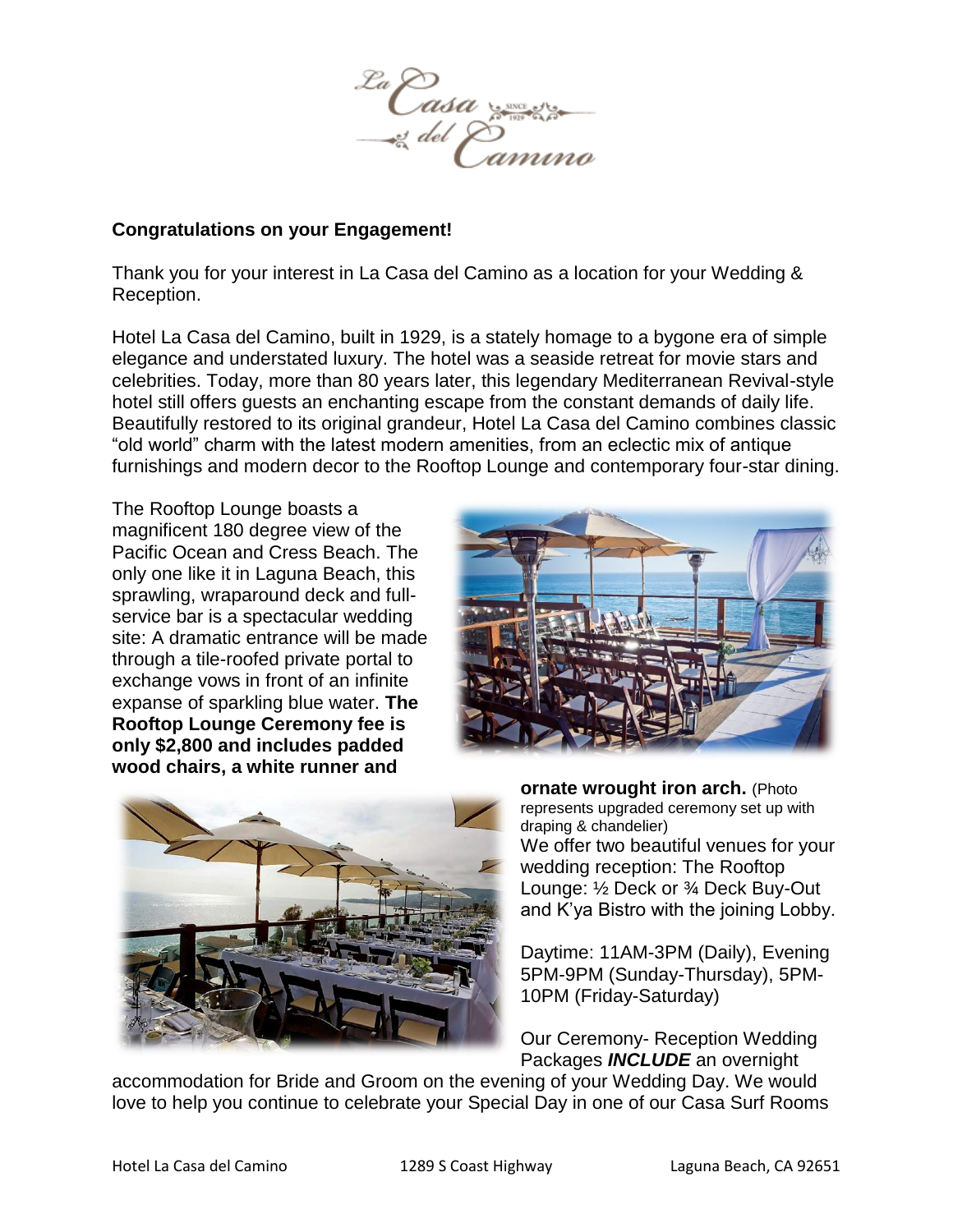**Congratulations on your Engagement!**

Thank you for your interest in La Casa del Camino as a location for your Wedding & Reception.

Hotel La Casa del Camino, built in 1929, is a stately homage to a bygone era of simple elegance and understated luxury. The hotel was a seaside retreat for movie stars and celebrities. Today, more than 80 years later, this legendary Mediterranean Revival-style hotel still offers guests an enchanting escape from the constant demands of daily life. Beautifully restored to its original grandeur, Hotel La Casa del Camino combines classic "old world" charm with the latest modern amenities, from an eclectic mix of antique furnishings and modern decor to the Rooftop Lounge and contemporary four-star dining.

The Rooftop Lounge boasts a magnificent 180 degree view of the Pacific Ocean and Cress Beach. The only one like it in Laguna Beach, this sprawling, wraparound deck and full-service bar is a spectacular wedding site: A dramatic entrance will be made through a tile-roofed private portal to exchange vows in front of an infinite expanse of sparkling blue water. **The Rooftop Lounge Ceremony fee is only $2,800 and includes padded wood chairs, a white runner and ornate wrought iron arch.** (Photo represents upgraded ceremony set up with draping & chandelier)

We offer two beautiful venues for your wedding reception: The Rooftop Lounge: ½ Deck or ¾ Deck Buy-Out and K'ya Bistro with the joining Lobby.

Daytime: 11AM-3PM (Daily), Evening 5PM-9PM (Sunday-Thursday), 5PM-10PM (Friday-Saturday)

Our Ceremony- Reception Wedding Packages ***INCLUDE*** an overnight accommodation for Bride and Groom on the evening of your Wedding Day. We would love to help you continue to celebrate your Special Day in one of our Casa Surf Rooms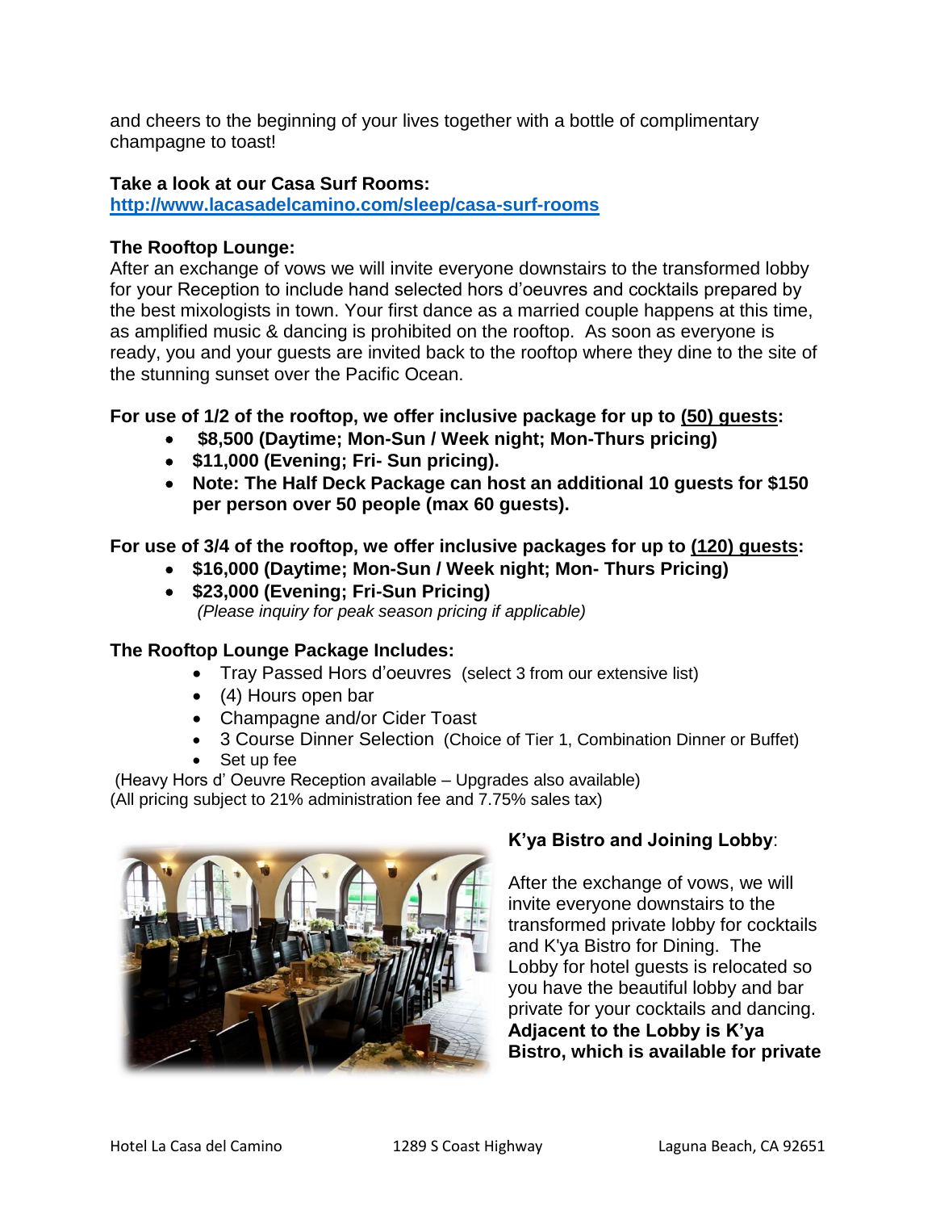and cheers to the beginning of your lives together with a bottle of complimentary champagne to toast!

**Take a look at our Casa Surf Rooms:**
**http://www.lacasadelcamino.com/sleep/casa-surf-rooms**

**The Rooftop Lounge:**
After an exchange of vows we will invite everyone downstairs to the transformed lobby for your Reception to include hand selected hors d'oeuvres and cocktails prepared by the best mixologists in town. Your first dance as a married couple happens at this time, as amplified music & dancing is prohibited on the rooftop. As soon as everyone is ready, you and your guests are invited back to the rooftop where they dine to the site of the stunning sunset over the Pacific Ocean.

**For use of 1/2 of the rooftop, we offer inclusive package for up to (50) guests:**

- **$8,500 (Daytime; Mon-Sun / Week night; Mon-Thurs pricing)**
- **$11,000 (Evening; Fri- Sun pricing).**
- **Note: The Half Deck Package can host an additional 10 guests for $150 per person over 50 people (max 60 guests).**

**For use of 3/4 of the rooftop, we offer inclusive packages for up to (120) guests:**

- **$16,000 (Daytime; Mon-Sun / Week night; Mon- Thurs Pricing)**
- **$23,000 (Evening; Fri-Sun Pricing)**
  *(Please inquiry for peak season pricing if applicable)*

**The Rooftop Lounge Package Includes:**

- Tray Passed Hors d'oeuvres (select 3 from our extensive list)
- (4) Hours open bar
- Champagne and/or Cider Toast
- 3 Course Dinner Selection (Choice of Tier 1, Combination Dinner or Buffet)
- Set up fee

(Heavy Hors d' Oeuvre Reception available – Upgrades also available)
(All pricing subject to 21% administration fee and 7.75% sales tax)

**K'ya Bistro and Joining Lobby**:

After the exchange of vows, we will invite everyone downstairs to the transformed private lobby for cocktails and K'ya Bistro for Dining. The Lobby for hotel guests is relocated so you have the beautiful lobby and bar private for your cocktails and dancing. **Adjacent to the Lobby is K'ya Bistro, which is available for private**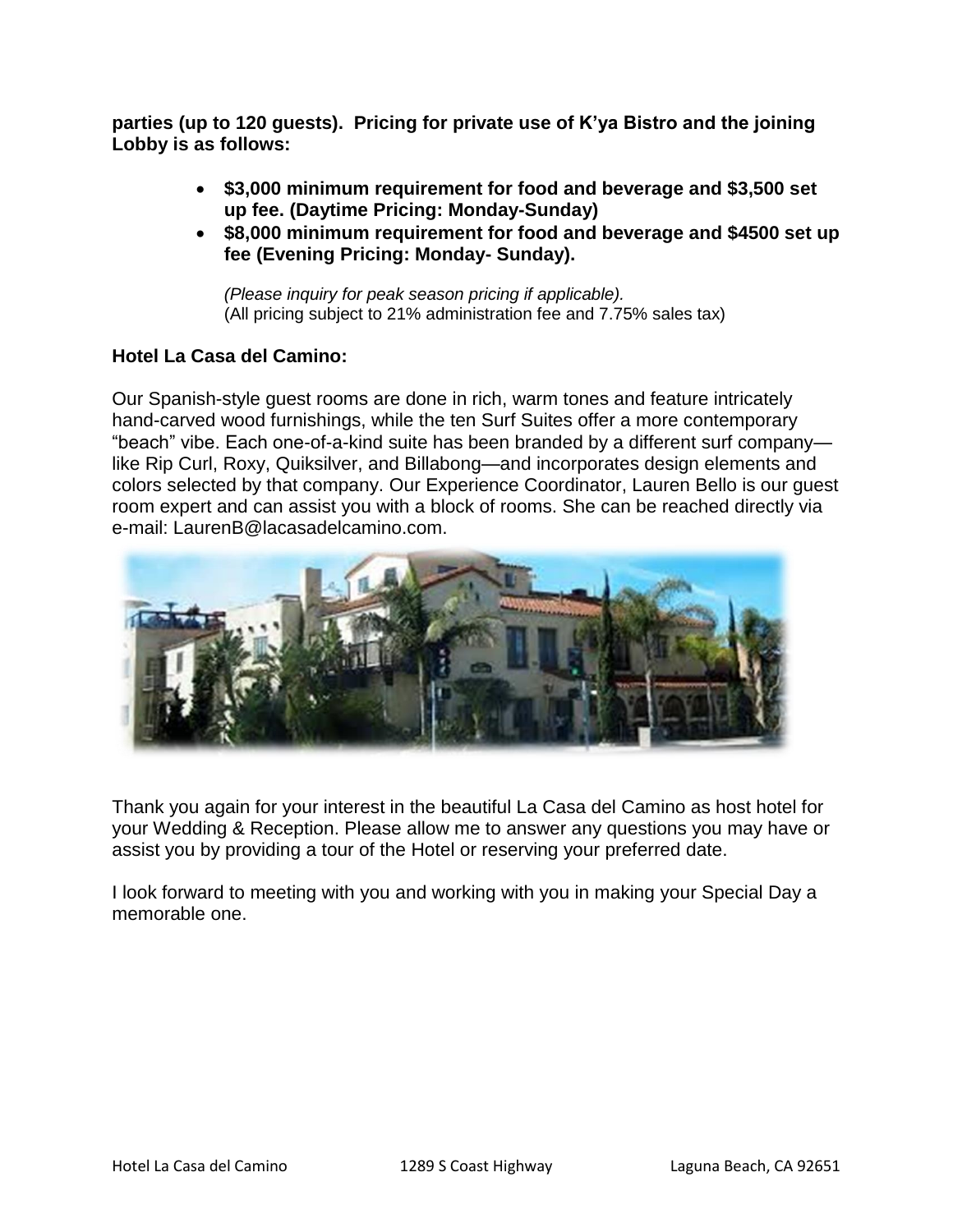**parties (up to 120 guests). Pricing for private use of K'ya Bistro and the joining Lobby is as follows:**

- **$3,000 minimum requirement for food and beverage and $3,500 set up fee. (Daytime Pricing: Monday-Sunday)**
- **$8,000 minimum requirement for food and beverage and $4500 set up fee (Evening Pricing: Monday- Sunday).**

*(Please inquiry for peak season pricing if applicable).*
(All pricing subject to 21% administration fee and 7.75% sales tax)

**Hotel La Casa del Camino:**

Our Spanish-style guest rooms are done in rich, warm tones and feature intricately hand-carved wood furnishings, while the ten Surf Suites offer a more contemporary "beach" vibe. Each one-of-a-kind suite has been branded by a different surf company—like Rip Curl, Roxy, Quiksilver, and Billabong—and incorporates design elements and colors selected by that company. Our Experience Coordinator, Lauren Bello is our guest room expert and can assist you with a block of rooms. She can be reached directly via e-mail: LaurenB@lacasadelcamino.com.

Thank you again for your interest in the beautiful La Casa del Camino as host hotel for your Wedding & Reception. Please allow me to answer any questions you may have or assist you by providing a tour of the Hotel or reserving your preferred date.

I look forward to meeting with you and working with you in making your Special Day a memorable one.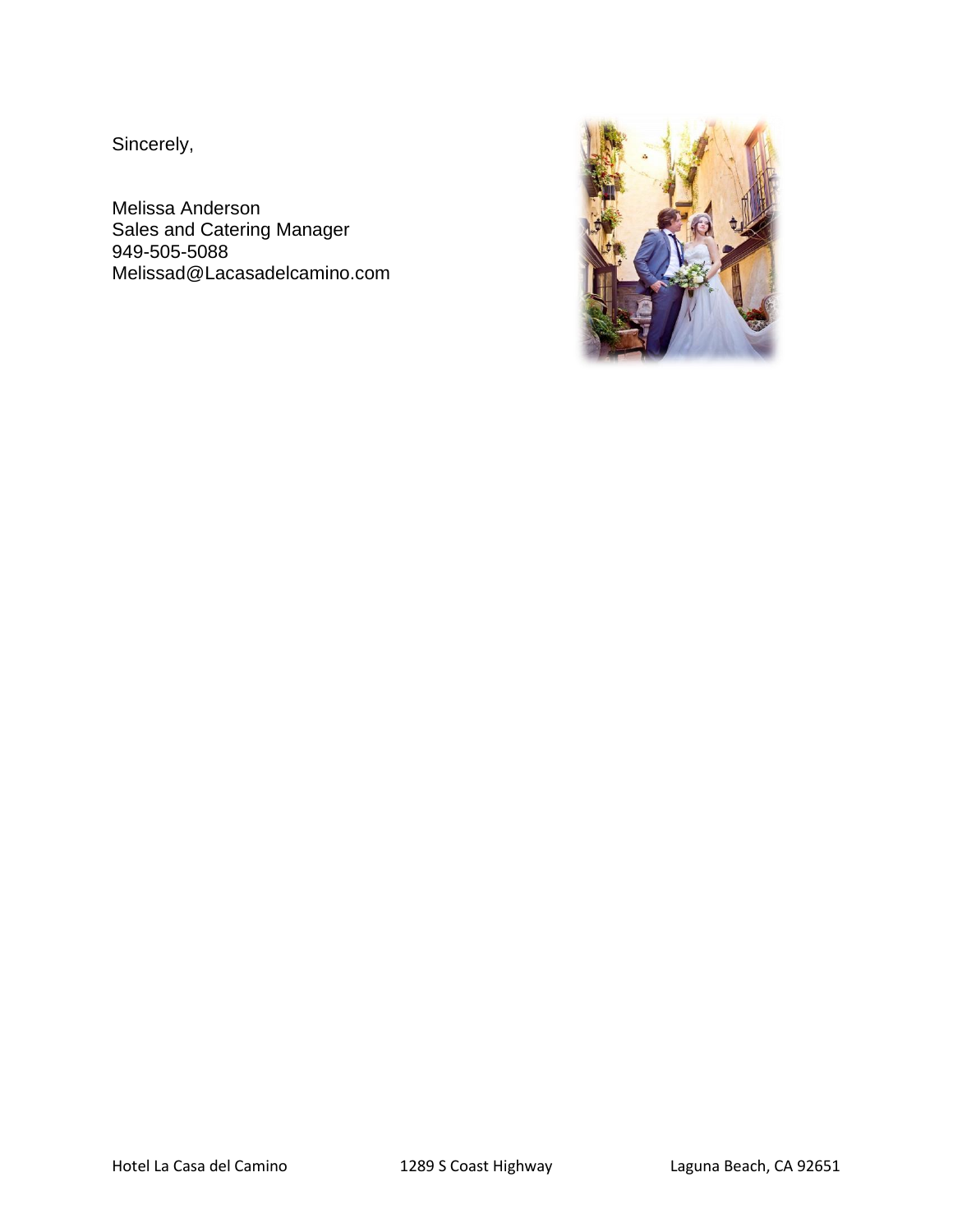Sincerely,

Melissa Anderson
Sales and Catering Manager
949-505-5088
Melissad@Lacasadelcamino.com